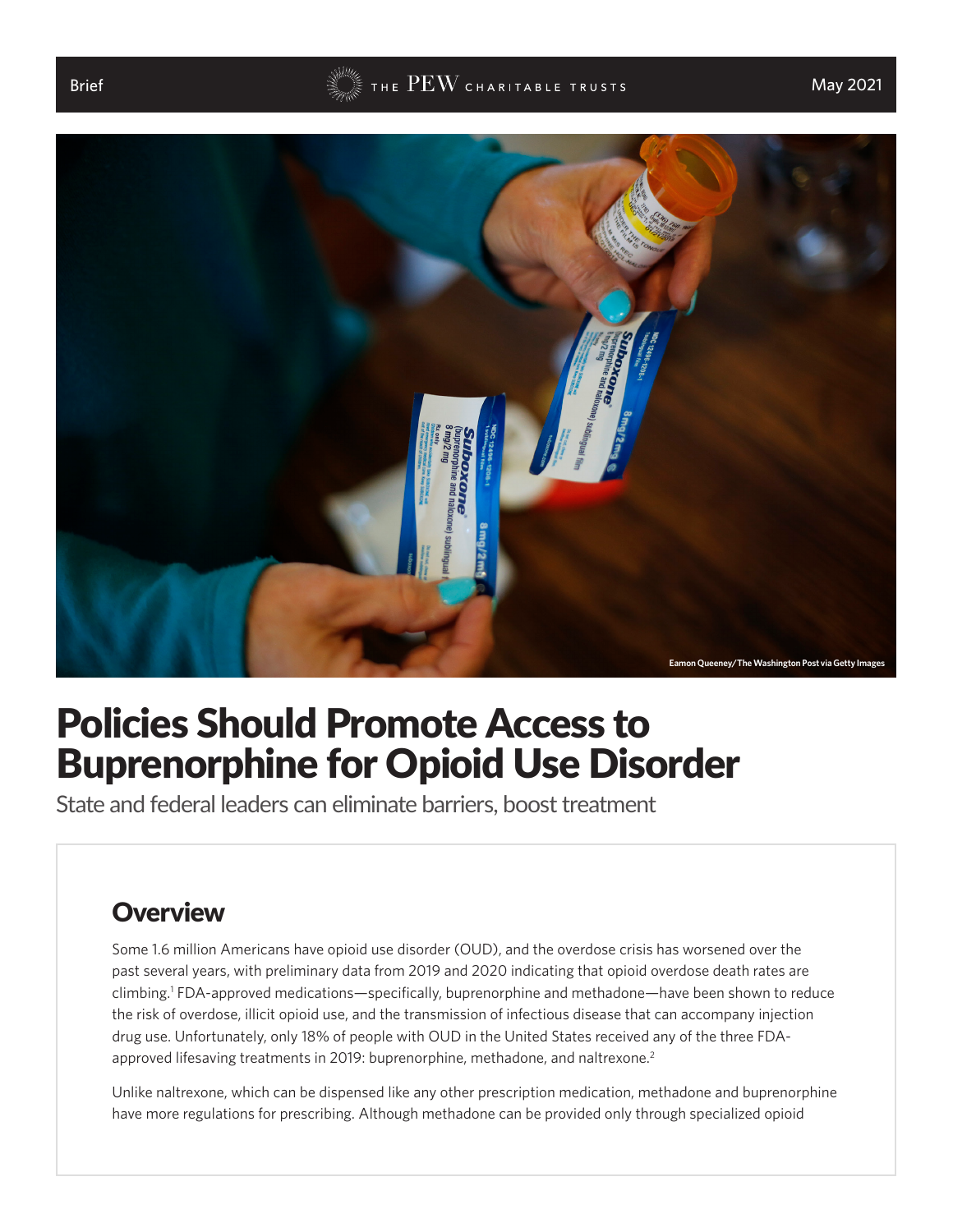Brief

May 2021

Eamon Queeney/The Washington Post via Getty Images

# Policies Should Promote Access to Buprenorphine for Opioid Use Disorder

State and federal leaders can eliminate barriers, boost treatment

## Overview

Some 1.6 million Americans have opioid use disorder (OUD), and the overdose crisis has worsened over the past several years, with preliminary data from 2019 and 2020 indicating that opioid overdose death rates are climbing.[1] FDA-approved medications—specifically, buprenorphine and methadone—have been shown to reduce the risk of overdose, illicit opioid use, and the transmission of infectious disease that can accompany injection drug use. Unfortunately, only 18% of people with OUD in the United States received any of the three FDA-approved lifesaving treatments in 2019: buprenorphine, methadone, and naltrexone.[2]

Unlike naltrexone, which can be dispensed like any other prescription medication, methadone and buprenorphine have more regulations for prescribing. Although methadone can be provided only through specialized opioid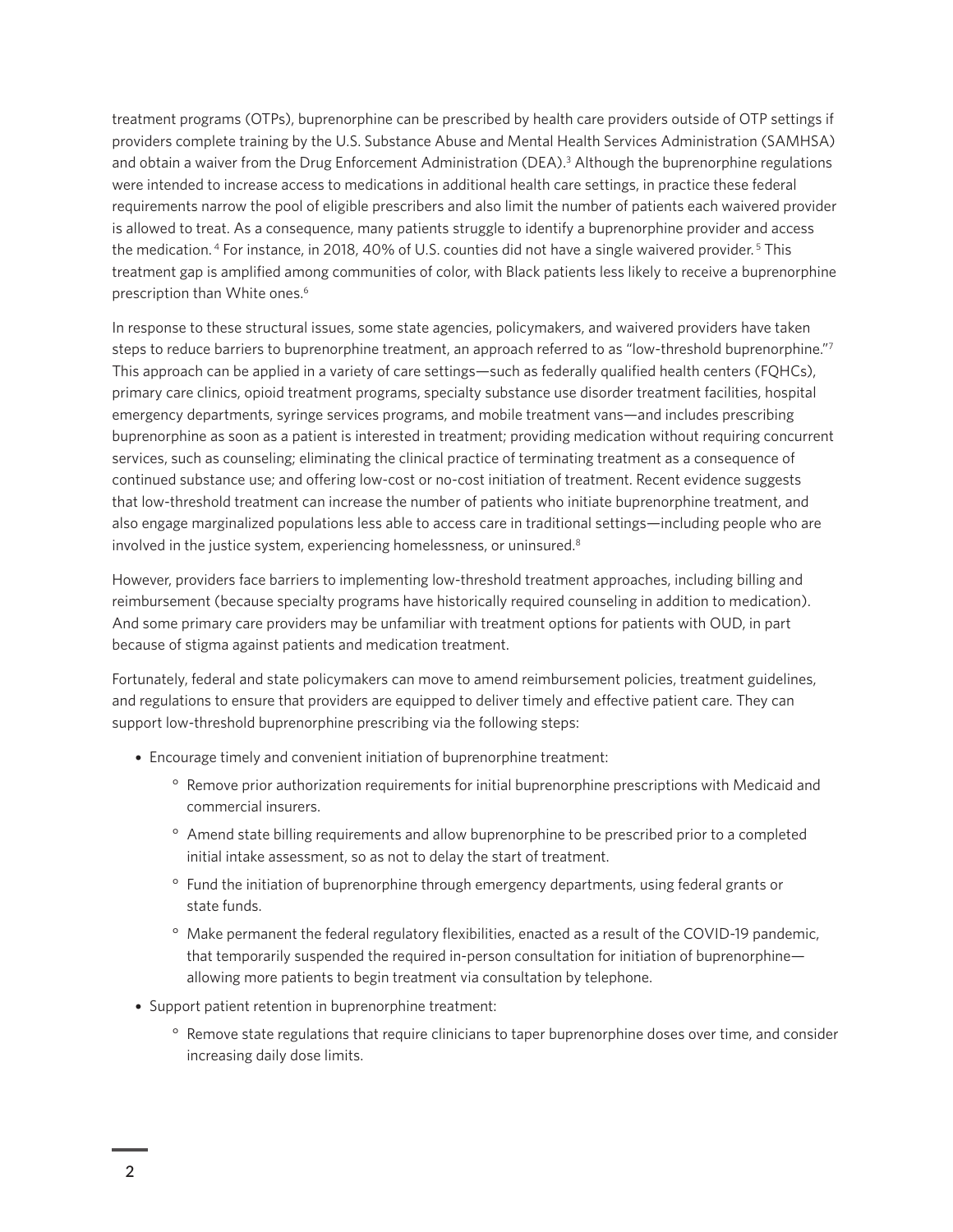treatment programs (OTPs), buprenorphine can be prescribed by health care providers outside of OTP settings if providers complete training by the U.S. Substance Abuse and Mental Health Services Administration (SAMHSA) and obtain a waiver from the Drug Enforcement Administration (DEA).[3] Although the buprenorphine regulations were intended to increase access to medications in additional health care settings, in practice these federal requirements narrow the pool of eligible prescribers and also limit the number of patients each waivered provider is allowed to treat. As a consequence, many patients struggle to identify a buprenorphine provider and access the medication.[4] For instance, in 2018, 40% of U.S. counties did not have a single waivered provider.[5] This treatment gap is amplified among communities of color, with Black patients less likely to receive a buprenorphine prescription than White ones.[6]

In response to these structural issues, some state agencies, policymakers, and waivered providers have taken steps to reduce barriers to buprenorphine treatment, an approach referred to as "low-threshold buprenorphine."[7] This approach can be applied in a variety of care settings—such as federally qualified health centers (FQHCs), primary care clinics, opioid treatment programs, specialty substance use disorder treatment facilities, hospital emergency departments, syringe services programs, and mobile treatment vans—and includes prescribing buprenorphine as soon as a patient is interested in treatment; providing medication without requiring concurrent services, such as counseling; eliminating the clinical practice of terminating treatment as a consequence of continued substance use; and offering low-cost or no-cost initiation of treatment. Recent evidence suggests that low-threshold treatment can increase the number of patients who initiate buprenorphine treatment, and also engage marginalized populations less able to access care in traditional settings—including people who are involved in the justice system, experiencing homelessness, or uninsured.[8]

However, providers face barriers to implementing low-threshold treatment approaches, including billing and reimbursement (because specialty programs have historically required counseling in addition to medication). And some primary care providers may be unfamiliar with treatment options for patients with OUD, in part because of stigma against patients and medication treatment.

Fortunately, federal and state policymakers can move to amend reimbursement policies, treatment guidelines, and regulations to ensure that providers are equipped to deliver timely and effective patient care. They can support low-threshold buprenorphine prescribing via the following steps:

- Encourage timely and convenient initiation of buprenorphine treatment:
  - Remove prior authorization requirements for initial buprenorphine prescriptions with Medicaid and commercial insurers.
  - Amend state billing requirements and allow buprenorphine to be prescribed prior to a completed initial intake assessment, so as not to delay the start of treatment.
  - Fund the initiation of buprenorphine through emergency departments, using federal grants or state funds.
  - Make permanent the federal regulatory flexibilities, enacted as a result of the COVID-19 pandemic, that temporarily suspended the required in-person consultation for initiation of buprenorphine—allowing more patients to begin treatment via consultation by telephone.
- Support patient retention in buprenorphine treatment:
  - Remove state regulations that require clinicians to taper buprenorphine doses over time, and consider increasing daily dose limits.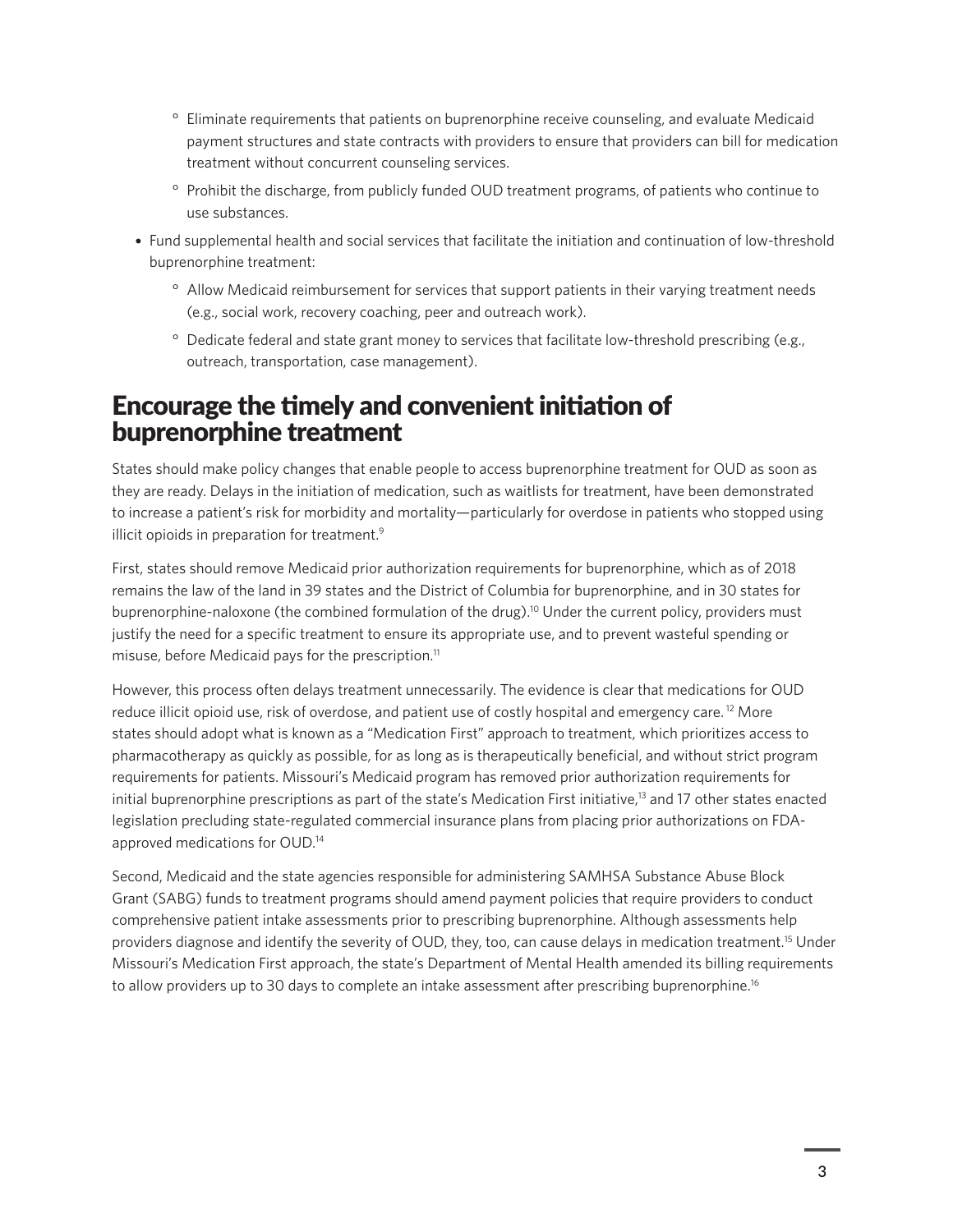- Eliminate requirements that patients on buprenorphine receive counseling, and evaluate Medicaid payment structures and state contracts with providers to ensure that providers can bill for medication treatment without concurrent counseling services.
    - Prohibit the discharge, from publicly funded OUD treatment programs, of patients who continue to use substances.
- Fund supplemental health and social services that facilitate the initiation and continuation of low-threshold buprenorphine treatment:
    - Allow Medicaid reimbursement for services that support patients in their varying treatment needs (e.g., social work, recovery coaching, peer and outreach work).
    - Dedicate federal and state grant money to services that facilitate low-threshold prescribing (e.g., outreach, transportation, case management).

## Encourage the timely and convenient initiation of buprenorphine treatment

States should make policy changes that enable people to access buprenorphine treatment for OUD as soon as they are ready. Delays in the initiation of medication, such as waitlists for treatment, have been demonstrated to increase a patient's risk for morbidity and mortality—particularly for overdose in patients who stopped using illicit opioids in preparation for treatment.[9]

First, states should remove Medicaid prior authorization requirements for buprenorphine, which as of 2018 remains the law of the land in 39 states and the District of Columbia for buprenorphine, and in 30 states for buprenorphine-naloxone (the combined formulation of the drug).[10] Under the current policy, providers must justify the need for a specific treatment to ensure its appropriate use, and to prevent wasteful spending or misuse, before Medicaid pays for the prescription.[11]

However, this process often delays treatment unnecessarily. The evidence is clear that medications for OUD reduce illicit opioid use, risk of overdose, and patient use of costly hospital and emergency care.[12] More states should adopt what is known as a "Medication First" approach to treatment, which prioritizes access to pharmacotherapy as quickly as possible, for as long as is therapeutically beneficial, and without strict program requirements for patients. Missouri's Medicaid program has removed prior authorization requirements for initial buprenorphine prescriptions as part of the state's Medication First initiative,[13] and 17 other states enacted legislation precluding state-regulated commercial insurance plans from placing prior authorizations on FDA-approved medications for OUD.[14]

Second, Medicaid and the state agencies responsible for administering SAMHSA Substance Abuse Block Grant (SABG) funds to treatment programs should amend payment policies that require providers to conduct comprehensive patient intake assessments prior to prescribing buprenorphine. Although assessments help providers diagnose and identify the severity of OUD, they, too, can cause delays in medication treatment.[15] Under Missouri's Medication First approach, the state's Department of Mental Health amended its billing requirements to allow providers up to 30 days to complete an intake assessment after prescribing buprenorphine.[16]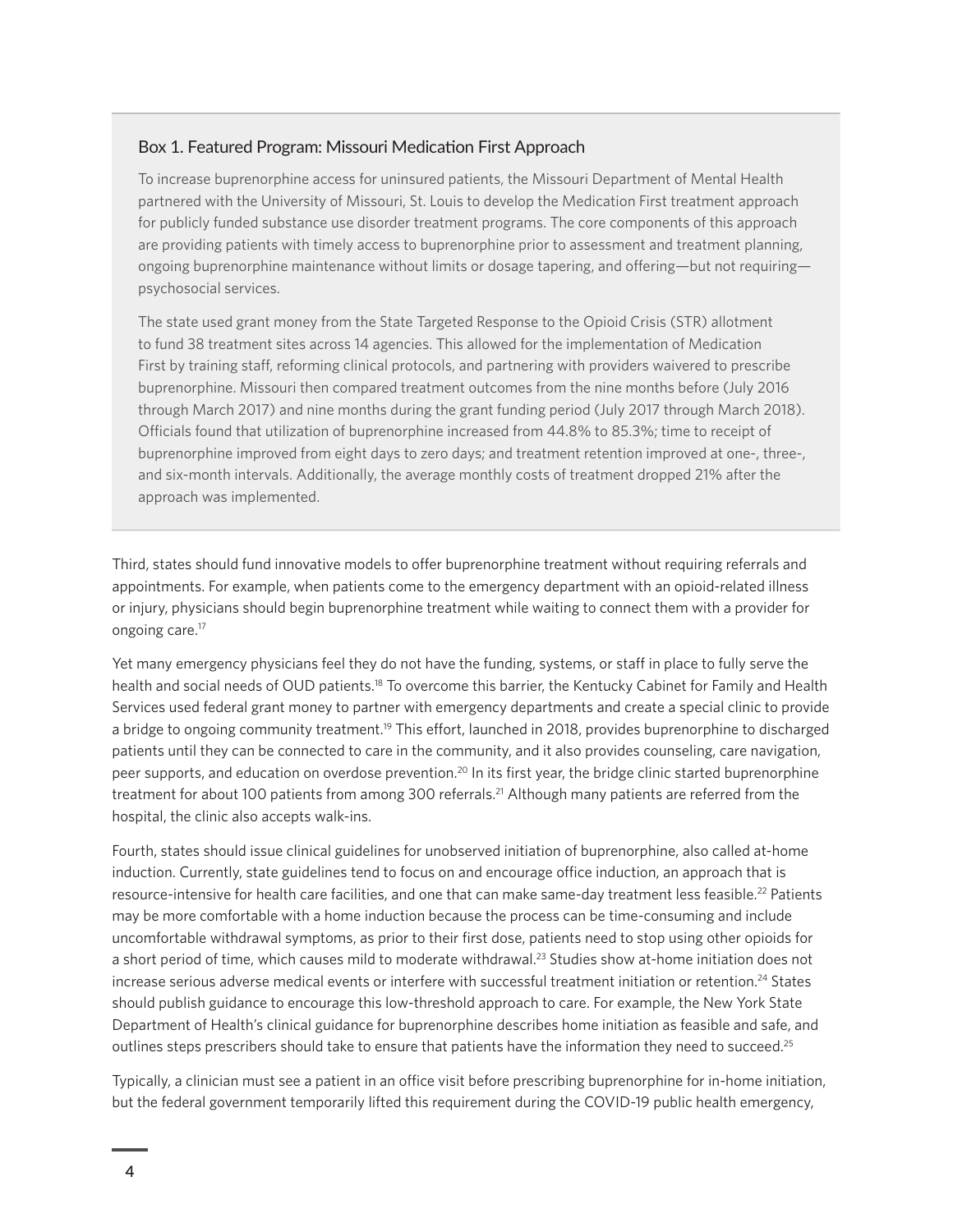### Box 1. Featured Program: Missouri Medication First Approach

To increase buprenorphine access for uninsured patients, the Missouri Department of Mental Health partnered with the University of Missouri, St. Louis to develop the Medication First treatment approach for publicly funded substance use disorder treatment programs. The core components of this approach are providing patients with timely access to buprenorphine prior to assessment and treatment planning, ongoing buprenorphine maintenance without limits or dosage tapering, and offering—but not requiring—psychosocial services.

The state used grant money from the State Targeted Response to the Opioid Crisis (STR) allotment to fund 38 treatment sites across 14 agencies. This allowed for the implementation of Medication First by training staff, reforming clinical protocols, and partnering with providers waivered to prescribe buprenorphine. Missouri then compared treatment outcomes from the nine months before (July 2016 through March 2017) and nine months during the grant funding period (July 2017 through March 2018). Officials found that utilization of buprenorphine increased from 44.8% to 85.3%; time to receipt of buprenorphine improved from eight days to zero days; and treatment retention improved at one-, three-, and six-month intervals. Additionally, the average monthly costs of treatment dropped 21% after the approach was implemented.

Third, states should fund innovative models to offer buprenorphine treatment without requiring referrals and appointments. For example, when patients come to the emergency department with an opioid-related illness or injury, physicians should begin buprenorphine treatment while waiting to connect them with a provider for ongoing care.[17]

Yet many emergency physicians feel they do not have the funding, systems, or staff in place to fully serve the health and social needs of OUD patients.[18] To overcome this barrier, the Kentucky Cabinet for Family and Health Services used federal grant money to partner with emergency departments and create a special clinic to provide a bridge to ongoing community treatment.[19] This effort, launched in 2018, provides buprenorphine to discharged patients until they can be connected to care in the community, and it also provides counseling, care navigation, peer supports, and education on overdose prevention.[20] In its first year, the bridge clinic started buprenorphine treatment for about 100 patients from among 300 referrals.[21] Although many patients are referred from the hospital, the clinic also accepts walk-ins.

Fourth, states should issue clinical guidelines for unobserved initiation of buprenorphine, also called at-home induction. Currently, state guidelines tend to focus on and encourage office induction, an approach that is resource-intensive for health care facilities, and one that can make same-day treatment less feasible.[22] Patients may be more comfortable with a home induction because the process can be time-consuming and include uncomfortable withdrawal symptoms, as prior to their first dose, patients need to stop using other opioids for a short period of time, which causes mild to moderate withdrawal.[23] Studies show at-home initiation does not increase serious adverse medical events or interfere with successful treatment initiation or retention.[24] States should publish guidance to encourage this low-threshold approach to care. For example, the New York State Department of Health's clinical guidance for buprenorphine describes home initiation as feasible and safe, and outlines steps prescribers should take to ensure that patients have the information they need to succeed.[25]

Typically, a clinician must see a patient in an office visit before prescribing buprenorphine for in-home initiation, but the federal government temporarily lifted this requirement during the COVID-19 public health emergency,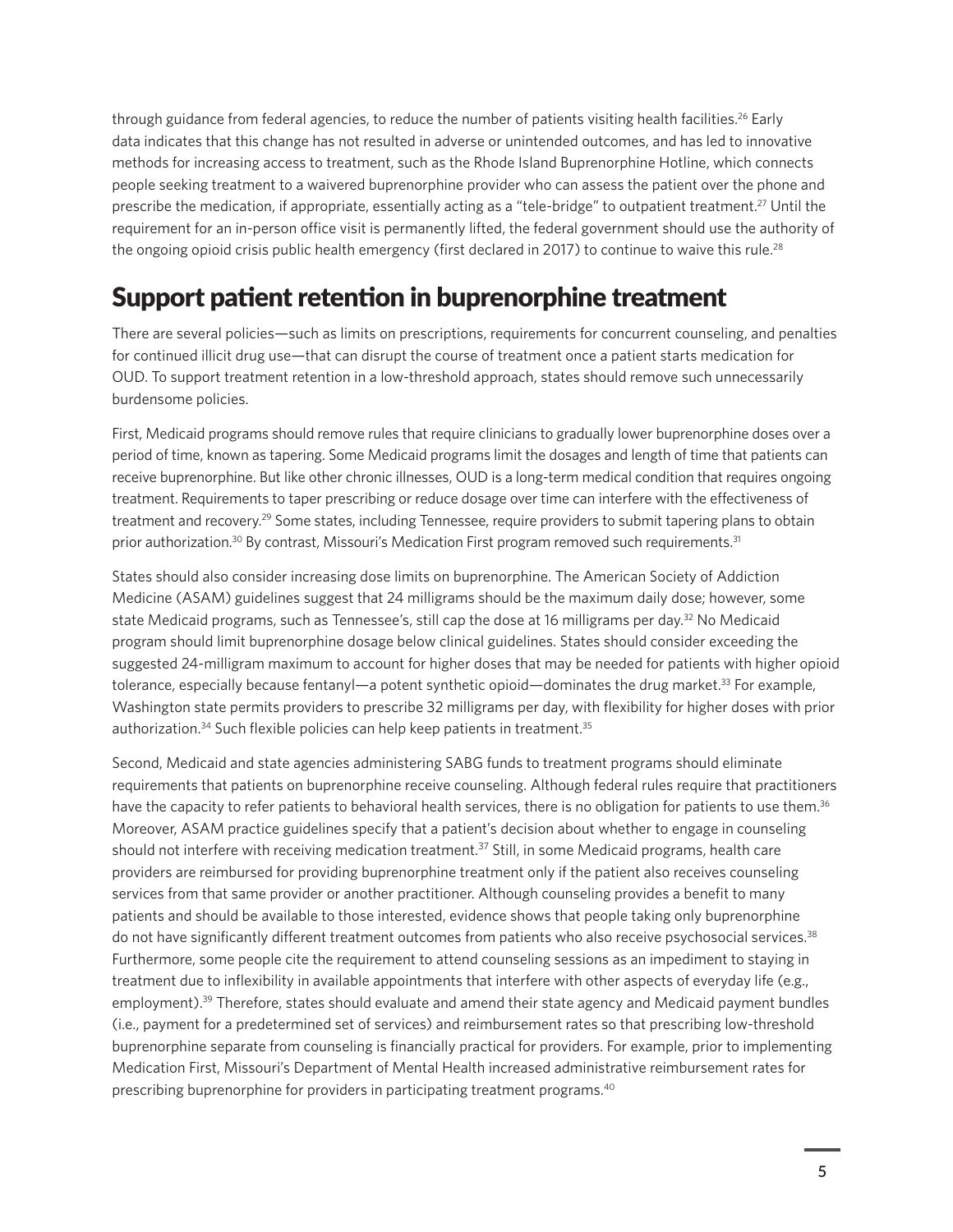through guidance from federal agencies, to reduce the number of patients visiting health facilities.[26] Early data indicates that this change has not resulted in adverse or unintended outcomes, and has led to innovative methods for increasing access to treatment, such as the Rhode Island Buprenorphine Hotline, which connects people seeking treatment to a waivered buprenorphine provider who can assess the patient over the phone and prescribe the medication, if appropriate, essentially acting as a "tele-bridge" to outpatient treatment.[27] Until the requirement for an in-person office visit is permanently lifted, the federal government should use the authority of the ongoing opioid crisis public health emergency (first declared in 2017) to continue to waive this rule.[28]

## Support patient retention in buprenorphine treatment

There are several policies—such as limits on prescriptions, requirements for concurrent counseling, and penalties for continued illicit drug use—that can disrupt the course of treatment once a patient starts medication for OUD. To support treatment retention in a low-threshold approach, states should remove such unnecessarily burdensome policies.

First, Medicaid programs should remove rules that require clinicians to gradually lower buprenorphine doses over a period of time, known as tapering. Some Medicaid programs limit the dosages and length of time that patients can receive buprenorphine. But like other chronic illnesses, OUD is a long-term medical condition that requires ongoing treatment. Requirements to taper prescribing or reduce dosage over time can interfere with the effectiveness of treatment and recovery.[29] Some states, including Tennessee, require providers to submit tapering plans to obtain prior authorization.[30] By contrast, Missouri's Medication First program removed such requirements.[31]

States should also consider increasing dose limits on buprenorphine. The American Society of Addiction Medicine (ASAM) guidelines suggest that 24 milligrams should be the maximum daily dose; however, some state Medicaid programs, such as Tennessee's, still cap the dose at 16 milligrams per day.[32] No Medicaid program should limit buprenorphine dosage below clinical guidelines. States should consider exceeding the suggested 24-milligram maximum to account for higher doses that may be needed for patients with higher opioid tolerance, especially because fentanyl—a potent synthetic opioid—dominates the drug market.[33] For example, Washington state permits providers to prescribe 32 milligrams per day, with flexibility for higher doses with prior authorization.[34] Such flexible policies can help keep patients in treatment.[35]

Second, Medicaid and state agencies administering SABG funds to treatment programs should eliminate requirements that patients on buprenorphine receive counseling. Although federal rules require that practitioners have the capacity to refer patients to behavioral health services, there is no obligation for patients to use them.[36] Moreover, ASAM practice guidelines specify that a patient's decision about whether to engage in counseling should not interfere with receiving medication treatment.[37] Still, in some Medicaid programs, health care providers are reimbursed for providing buprenorphine treatment only if the patient also receives counseling services from that same provider or another practitioner. Although counseling provides a benefit to many patients and should be available to those interested, evidence shows that people taking only buprenorphine do not have significantly different treatment outcomes from patients who also receive psychosocial services.[38] Furthermore, some people cite the requirement to attend counseling sessions as an impediment to staying in treatment due to inflexibility in available appointments that interfere with other aspects of everyday life (e.g., employment).[39] Therefore, states should evaluate and amend their state agency and Medicaid payment bundles (i.e., payment for a predetermined set of services) and reimbursement rates so that prescribing low-threshold buprenorphine separate from counseling is financially practical for providers. For example, prior to implementing Medication First, Missouri's Department of Mental Health increased administrative reimbursement rates for prescribing buprenorphine for providers in participating treatment programs.[40]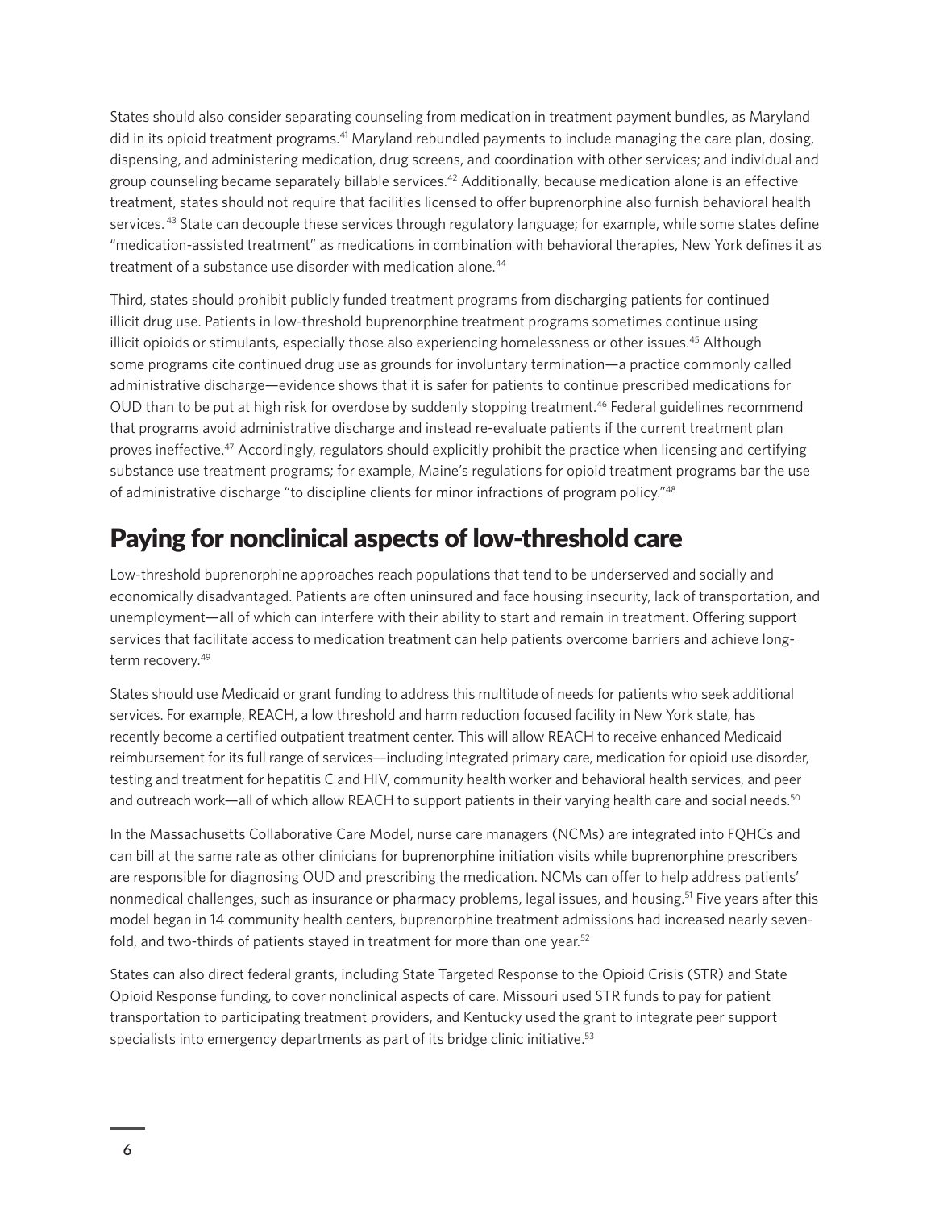States should also consider separating counseling from medication in treatment payment bundles, as Maryland did in its opioid treatment programs.[41] Maryland rebundled payments to include managing the care plan, dosing, dispensing, and administering medication, drug screens, and coordination with other services; and individual and group counseling became separately billable services.[42] Additionally, because medication alone is an effective treatment, states should not require that facilities licensed to offer buprenorphine also furnish behavioral health services. [43] State can decouple these services through regulatory language; for example, while some states define "medication-assisted treatment" as medications in combination with behavioral therapies, New York defines it as treatment of a substance use disorder with medication alone.[44]

Third, states should prohibit publicly funded treatment programs from discharging patients for continued illicit drug use. Patients in low-threshold buprenorphine treatment programs sometimes continue using illicit opioids or stimulants, especially those also experiencing homelessness or other issues.[45] Although some programs cite continued drug use as grounds for involuntary termination—a practice commonly called administrative discharge—evidence shows that it is safer for patients to continue prescribed medications for OUD than to be put at high risk for overdose by suddenly stopping treatment.[46] Federal guidelines recommend that programs avoid administrative discharge and instead re-evaluate patients if the current treatment plan proves ineffective.[47] Accordingly, regulators should explicitly prohibit the practice when licensing and certifying substance use treatment programs; for example, Maine's regulations for opioid treatment programs bar the use of administrative discharge "to discipline clients for minor infractions of program policy."[48]

## Paying for nonclinical aspects of low-threshold care

Low-threshold buprenorphine approaches reach populations that tend to be underserved and socially and economically disadvantaged. Patients are often uninsured and face housing insecurity, lack of transportation, and unemployment—all of which can interfere with their ability to start and remain in treatment. Offering support services that facilitate access to medication treatment can help patients overcome barriers and achieve long-term recovery.[49]

States should use Medicaid or grant funding to address this multitude of needs for patients who seek additional services. For example, REACH, a low threshold and harm reduction focused facility in New York state, has recently become a certified outpatient treatment center. This will allow REACH to receive enhanced Medicaid reimbursement for its full range of services—including integrated primary care, medication for opioid use disorder, testing and treatment for hepatitis C and HIV, community health worker and behavioral health services, and peer and outreach work—all of which allow REACH to support patients in their varying health care and social needs.[50]

In the Massachusetts Collaborative Care Model, nurse care managers (NCMs) are integrated into FQHCs and can bill at the same rate as other clinicians for buprenorphine initiation visits while buprenorphine prescribers are responsible for diagnosing OUD and prescribing the medication. NCMs can offer to help address patients' nonmedical challenges, such as insurance or pharmacy problems, legal issues, and housing.[51] Five years after this model began in 14 community health centers, buprenorphine treatment admissions had increased nearly seven-fold, and two-thirds of patients stayed in treatment for more than one year.[52]

States can also direct federal grants, including State Targeted Response to the Opioid Crisis (STR) and State Opioid Response funding, to cover nonclinical aspects of care. Missouri used STR funds to pay for patient transportation to participating treatment providers, and Kentucky used the grant to integrate peer support specialists into emergency departments as part of its bridge clinic initiative.[53]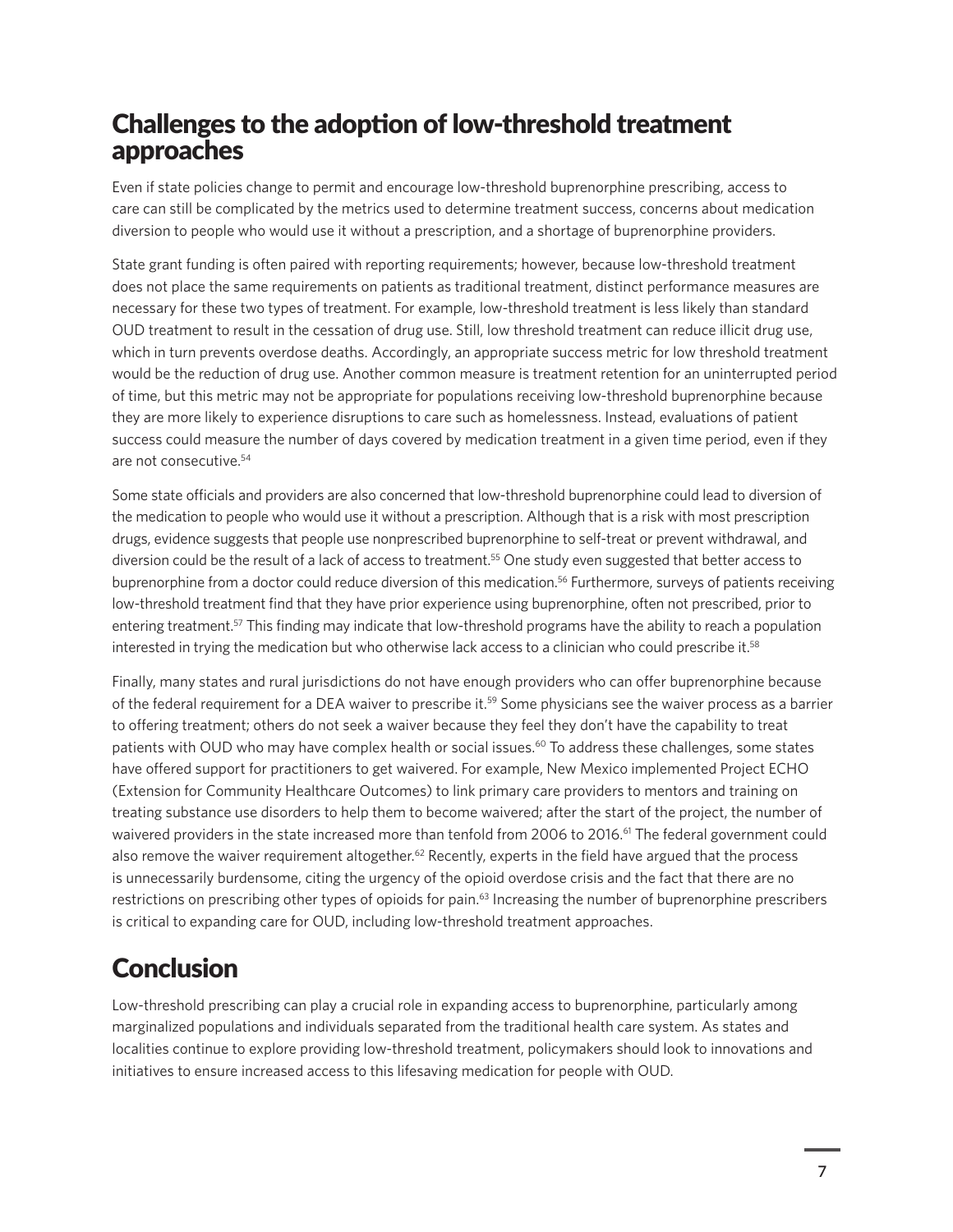## Challenges to the adoption of low-threshold treatment approaches

Even if state policies change to permit and encourage low-threshold buprenorphine prescribing, access to care can still be complicated by the metrics used to determine treatment success, concerns about medication diversion to people who would use it without a prescription, and a shortage of buprenorphine providers.

State grant funding is often paired with reporting requirements; however, because low-threshold treatment does not place the same requirements on patients as traditional treatment, distinct performance measures are necessary for these two types of treatment. For example, low-threshold treatment is less likely than standard OUD treatment to result in the cessation of drug use. Still, low threshold treatment can reduce illicit drug use, which in turn prevents overdose deaths. Accordingly, an appropriate success metric for low threshold treatment would be the reduction of drug use. Another common measure is treatment retention for an uninterrupted period of time, but this metric may not be appropriate for populations receiving low-threshold buprenorphine because they are more likely to experience disruptions to care such as homelessness. Instead, evaluations of patient success could measure the number of days covered by medication treatment in a given time period, even if they are not consecutive.[54]

Some state officials and providers are also concerned that low-threshold buprenorphine could lead to diversion of the medication to people who would use it without a prescription. Although that is a risk with most prescription drugs, evidence suggests that people use nonprescribed buprenorphine to self-treat or prevent withdrawal, and diversion could be the result of a lack of access to treatment.[55] One study even suggested that better access to buprenorphine from a doctor could reduce diversion of this medication.[56] Furthermore, surveys of patients receiving low-threshold treatment find that they have prior experience using buprenorphine, often not prescribed, prior to entering treatment.[57] This finding may indicate that low-threshold programs have the ability to reach a population interested in trying the medication but who otherwise lack access to a clinician who could prescribe it.[58]

Finally, many states and rural jurisdictions do not have enough providers who can offer buprenorphine because of the federal requirement for a DEA waiver to prescribe it.[59] Some physicians see the waiver process as a barrier to offering treatment; others do not seek a waiver because they feel they don't have the capability to treat patients with OUD who may have complex health or social issues.[60] To address these challenges, some states have offered support for practitioners to get waivered. For example, New Mexico implemented Project ECHO (Extension for Community Healthcare Outcomes) to link primary care providers to mentors and training on treating substance use disorders to help them to become waivered; after the start of the project, the number of waivered providers in the state increased more than tenfold from 2006 to 2016.[61] The federal government could also remove the waiver requirement altogether.[62] Recently, experts in the field have argued that the process is unnecessarily burdensome, citing the urgency of the opioid overdose crisis and the fact that there are no restrictions on prescribing other types of opioids for pain.[63] Increasing the number of buprenorphine prescribers is critical to expanding care for OUD, including low-threshold treatment approaches.

## Conclusion

Low-threshold prescribing can play a crucial role in expanding access to buprenorphine, particularly among marginalized populations and individuals separated from the traditional health care system. As states and localities continue to explore providing low-threshold treatment, policymakers should look to innovations and initiatives to ensure increased access to this lifesaving medication for people with OUD.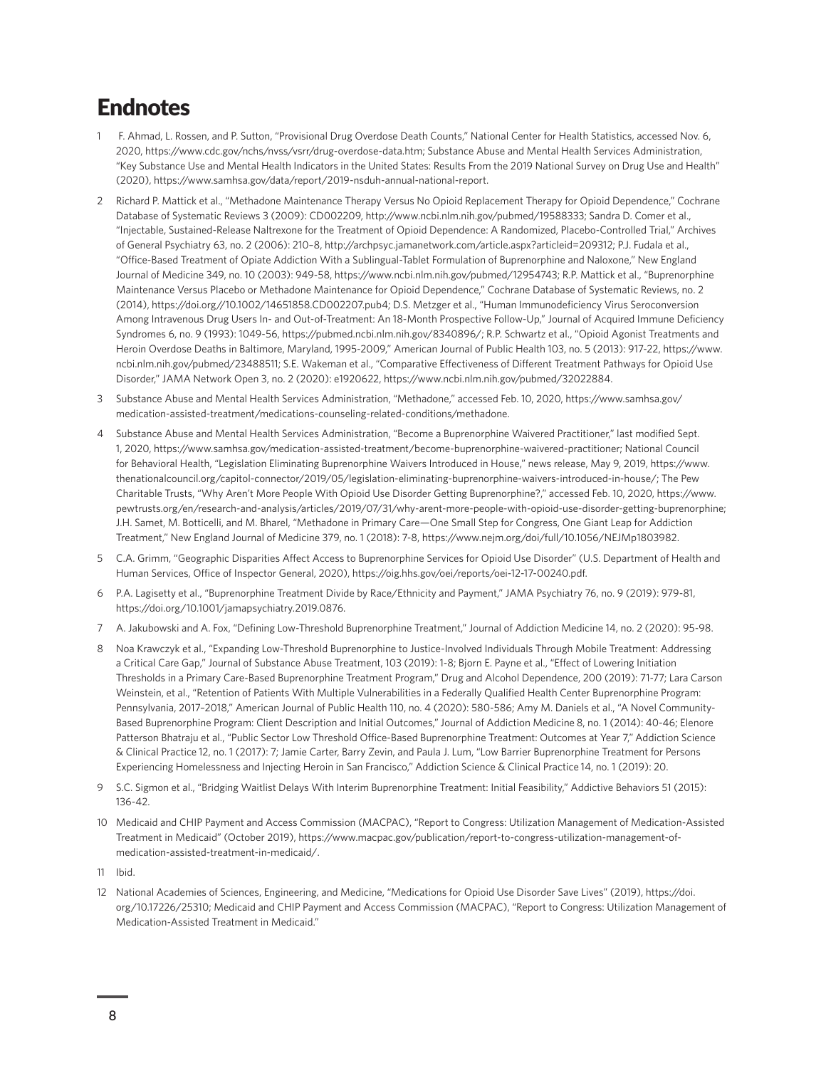# Endnotes

1. F. Ahmad, L. Rossen, and P. Sutton, "Provisional Drug Overdose Death Counts," National Center for Health Statistics, accessed Nov. 6, 2020, https://www.cdc.gov/nchs/nvss/vsrr/drug-overdose-data.htm; Substance Abuse and Mental Health Services Administration, "Key Substance Use and Mental Health Indicators in the United States: Results From the 2019 National Survey on Drug Use and Health" (2020), https://www.samhsa.gov/data/report/2019-nsduh-annual-national-report.

2. Richard P. Mattick et al., "Methadone Maintenance Therapy Versus No Opioid Replacement Therapy for Opioid Dependence," Cochrane Database of Systematic Reviews 3 (2009): CD002209, http://www.ncbi.nlm.nih.gov/pubmed/19588333; Sandra D. Comer et al., "Injectable, Sustained-Release Naltrexone for the Treatment of Opioid Dependence: A Randomized, Placebo-Controlled Trial," Archives of General Psychiatry 63, no. 2 (2006): 210–8, http://archpsyc.jamanetwork.com/article.aspx?articleid=209312; P.J. Fudala et al., "Office-Based Treatment of Opiate Addiction With a Sublingual-Tablet Formulation of Buprenorphine and Naloxone," New England Journal of Medicine 349, no. 10 (2003): 949-58, https://www.ncbi.nlm.nih.gov/pubmed/12954743; R.P. Mattick et al., "Buprenorphine Maintenance Versus Placebo or Methadone Maintenance for Opioid Dependence," Cochrane Database of Systematic Reviews, no. 2 (2014), https://doi.org//10.1002/14651858.CD002207.pub4; D.S. Metzger et al., "Human Immunodeficiency Virus Seroconversion Among Intravenous Drug Users In- and Out-of-Treatment: An 18-Month Prospective Follow-Up," Journal of Acquired Immune Deficiency Syndromes 6, no. 9 (1993): 1049-56, https://pubmed.ncbi.nlm.nih.gov/8340896/; R.P. Schwartz et al., "Opioid Agonist Treatments and Heroin Overdose Deaths in Baltimore, Maryland, 1995-2009," American Journal of Public Health 103, no. 5 (2013): 917-22, https://www.ncbi.nlm.nih.gov/pubmed/23488511; S.E. Wakeman et al., "Comparative Effectiveness of Different Treatment Pathways for Opioid Use Disorder," JAMA Network Open 3, no. 2 (2020): e1920622, https://www.ncbi.nlm.nih.gov/pubmed/32022884.

3. Substance Abuse and Mental Health Services Administration, "Methadone," accessed Feb. 10, 2020, https://www.samhsa.gov/medication-assisted-treatment/medications-counseling-related-conditions/methadone.

4. Substance Abuse and Mental Health Services Administration, "Become a Buprenorphine Waivered Practitioner," last modified Sept. 1, 2020, https://www.samhsa.gov/medication-assisted-treatment/become-buprenorphine-waivered-practitioner; National Council for Behavioral Health, "Legislation Eliminating Buprenorphine Waivers Introduced in House," news release, May 9, 2019, https://www.thenationalcouncil.org/capitol-connector/2019/05/legislation-eliminating-buprenorphine-waivers-introduced-in-house/; The Pew Charitable Trusts, "Why Aren't More People With Opioid Use Disorder Getting Buprenorphine?," accessed Feb. 10, 2020, https://www.pewtrusts.org/en/research-and-analysis/articles/2019/07/31/why-arent-more-people-with-opioid-use-disorder-getting-buprenorphine; J.H. Samet, M. Botticelli, and M. Bharel, "Methadone in Primary Care—One Small Step for Congress, One Giant Leap for Addiction Treatment," New England Journal of Medicine 379, no. 1 (2018): 7-8, https://www.nejm.org/doi/full/10.1056/NEJMp1803982.

5. C.A. Grimm, "Geographic Disparities Affect Access to Buprenorphine Services for Opioid Use Disorder" (U.S. Department of Health and Human Services, Office of Inspector General, 2020), https://oig.hhs.gov/oei/reports/oei-12-17-00240.pdf.

6. P.A. Lagisetty et al., "Buprenorphine Treatment Divide by Race/Ethnicity and Payment," JAMA Psychiatry 76, no. 9 (2019): 979-81, https://doi.org/10.1001/jamapsychiatry.2019.0876.

7. A. Jakubowski and A. Fox, "Defining Low-Threshold Buprenorphine Treatment," Journal of Addiction Medicine 14, no. 2 (2020): 95-98.

8. Noa Krawczyk et al., "Expanding Low-Threshold Buprenorphine to Justice-Involved Individuals Through Mobile Treatment: Addressing a Critical Care Gap," Journal of Substance Abuse Treatment, 103 (2019): 1-8; Bjorn E. Payne et al., "Effect of Lowering Initiation Thresholds in a Primary Care-Based Buprenorphine Treatment Program," Drug and Alcohol Dependence, 200 (2019): 71-77; Lara Carson Weinstein, et al., "Retention of Patients With Multiple Vulnerabilities in a Federally Qualified Health Center Buprenorphine Program: Pennsylvania, 2017–2018," American Journal of Public Health 110, no. 4 (2020): 580-586; Amy M. Daniels et al., "A Novel Community-Based Buprenorphine Program: Client Description and Initial Outcomes," Journal of Addiction Medicine 8, no. 1 (2014): 40-46; Elenore Patterson Bhatraju et al., "Public Sector Low Threshold Office-Based Buprenorphine Treatment: Outcomes at Year 7," Addiction Science & Clinical Practice 12, no. 1 (2017): 7; Jamie Carter, Barry Zevin, and Paula J. Lum, "Low Barrier Buprenorphine Treatment for Persons Experiencing Homelessness and Injecting Heroin in San Francisco," Addiction Science & Clinical Practice 14, no. 1 (2019): 20.

9. S.C. Sigmon et al., "Bridging Waitlist Delays With Interim Buprenorphine Treatment: Initial Feasibility," Addictive Behaviors 51 (2015): 136-42.

10. Medicaid and CHIP Payment and Access Commission (MACPAC), "Report to Congress: Utilization Management of Medication-Assisted Treatment in Medicaid" (October 2019), https://www.macpac.gov/publication/report-to-congress-utilization-management-of-medication-assisted-treatment-in-medicaid/.

11. Ibid.

12. National Academies of Sciences, Engineering, and Medicine, "Medications for Opioid Use Disorder Save Lives" (2019), https://doi.org/10.17226/25310; Medicaid and CHIP Payment and Access Commission (MACPAC), "Report to Congress: Utilization Management of Medication-Assisted Treatment in Medicaid."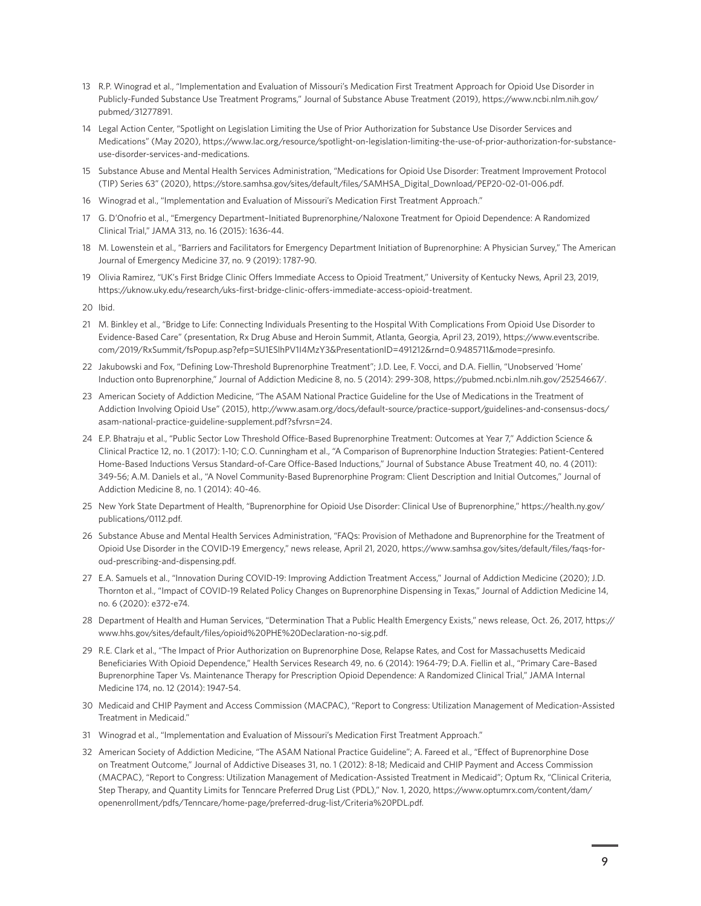13 R.P. Winograd et al., "Implementation and Evaluation of Missouri's Medication First Treatment Approach for Opioid Use Disorder in Publicly-Funded Substance Use Treatment Programs," Journal of Substance Abuse Treatment (2019), https://www.ncbi.nlm.nih.gov/pubmed/31277891.

14 Legal Action Center, "Spotlight on Legislation Limiting the Use of Prior Authorization for Substance Use Disorder Services and Medications" (May 2020), https://www.lac.org/resource/spotlight-on-legislation-limiting-the-use-of-prior-authorization-for-substance-use-disorder-services-and-medications.

15 Substance Abuse and Mental Health Services Administration, "Medications for Opioid Use Disorder: Treatment Improvement Protocol (TIP) Series 63" (2020), https://store.samhsa.gov/sites/default/files/SAMHSA_Digital_Download/PEP20-02-01-006.pdf.

16 Winograd et al., "Implementation and Evaluation of Missouri's Medication First Treatment Approach."

17 G. D'Onofrio et al., "Emergency Department–Initiated Buprenorphine/Naloxone Treatment for Opioid Dependence: A Randomized Clinical Trial," JAMA 313, no. 16 (2015): 1636-44.

18 M. Lowenstein et al., "Barriers and Facilitators for Emergency Department Initiation of Buprenorphine: A Physician Survey," The American Journal of Emergency Medicine 37, no. 9 (2019): 1787-90.

19 Olivia Ramirez, "UK's First Bridge Clinic Offers Immediate Access to Opioid Treatment," University of Kentucky News, April 23, 2019, https://uknow.uky.edu/research/uks-first-bridge-clinic-offers-immediate-access-opioid-treatment.

20 Ibid.

21 M. Binkley et al., "Bridge to Life: Connecting Individuals Presenting to the Hospital With Complications From Opioid Use Disorder to Evidence-Based Care" (presentation, Rx Drug Abuse and Heroin Summit, Atlanta, Georgia, April 23, 2019), https://www.eventscribe.com/2019/RxSummit/fsPopup.asp?efp=SU1ESlhPV1I4MzY3&PresentationID=491212&rnd=0.9485711&mode=presinfo.

22 Jakubowski and Fox, "Defining Low-Threshold Buprenorphine Treatment"; J.D. Lee, F. Vocci, and D.A. Fiellin, "Unobserved 'Home' Induction onto Buprenorphine," Journal of Addiction Medicine 8, no. 5 (2014): 299-308, https://pubmed.ncbi.nlm.nih.gov/25254667/.

23 American Society of Addiction Medicine, "The ASAM National Practice Guideline for the Use of Medications in the Treatment of Addiction Involving Opioid Use" (2015), http://www.asam.org/docs/default-source/practice-support/guidelines-and-consensus-docs/asam-national-practice-guideline-supplement.pdf?sfvrsn=24.

24 E.P. Bhatraju et al., "Public Sector Low Threshold Office-Based Buprenorphine Treatment: Outcomes at Year 7," Addiction Science & Clinical Practice 12, no. 1 (2017): 1-10; C.O. Cunningham et al., "A Comparison of Buprenorphine Induction Strategies: Patient-Centered Home-Based Inductions Versus Standard-of-Care Office-Based Inductions," Journal of Substance Abuse Treatment 40, no. 4 (2011): 349-56; A.M. Daniels et al., "A Novel Community-Based Buprenorphine Program: Client Description and Initial Outcomes," Journal of Addiction Medicine 8, no. 1 (2014): 40-46.

25 New York State Department of Health, "Buprenorphine for Opioid Use Disorder: Clinical Use of Buprenorphine," https://health.ny.gov/publications/0112.pdf.

26 Substance Abuse and Mental Health Services Administration, "FAQs: Provision of Methadone and Buprenorphine for the Treatment of Opioid Use Disorder in the COVID-19 Emergency," news release, April 21, 2020, https://www.samhsa.gov/sites/default/files/faqs-for-oud-prescribing-and-dispensing.pdf.

27 E.A. Samuels et al., "Innovation During COVID-19: Improving Addiction Treatment Access," Journal of Addiction Medicine (2020); J.D. Thornton et al., "Impact of COVID-19 Related Policy Changes on Buprenorphine Dispensing in Texas," Journal of Addiction Medicine 14, no. 6 (2020): e372-e74.

28 Department of Health and Human Services, "Determination That a Public Health Emergency Exists," news release, Oct. 26, 2017, https://www.hhs.gov/sites/default/files/opioid%20PHE%20Declaration-no-sig.pdf.

29 R.E. Clark et al., "The Impact of Prior Authorization on Buprenorphine Dose, Relapse Rates, and Cost for Massachusetts Medicaid Beneficiaries With Opioid Dependence," Health Services Research 49, no. 6 (2014): 1964-79; D.A. Fiellin et al., "Primary Care–Based Buprenorphine Taper Vs. Maintenance Therapy for Prescription Opioid Dependence: A Randomized Clinical Trial," JAMA Internal Medicine 174, no. 12 (2014): 1947-54.

30 Medicaid and CHIP Payment and Access Commission (MACPAC), "Report to Congress: Utilization Management of Medication-Assisted Treatment in Medicaid."

31 Winograd et al., "Implementation and Evaluation of Missouri's Medication First Treatment Approach."

32 American Society of Addiction Medicine, "The ASAM National Practice Guideline"; A. Fareed et al., "Effect of Buprenorphine Dose on Treatment Outcome," Journal of Addictive Diseases 31, no. 1 (2012): 8-18; Medicaid and CHIP Payment and Access Commission (MACPAC), "Report to Congress: Utilization Management of Medication-Assisted Treatment in Medicaid"; Optum Rx, "Clinical Criteria, Step Therapy, and Quantity Limits for Tenncare Preferred Drug List (PDL)," Nov. 1, 2020, https://www.optumrx.com/content/dam/openenrollment/pdfs/Tenncare/home-page/preferred-drug-list/Criteria%20PDL.pdf.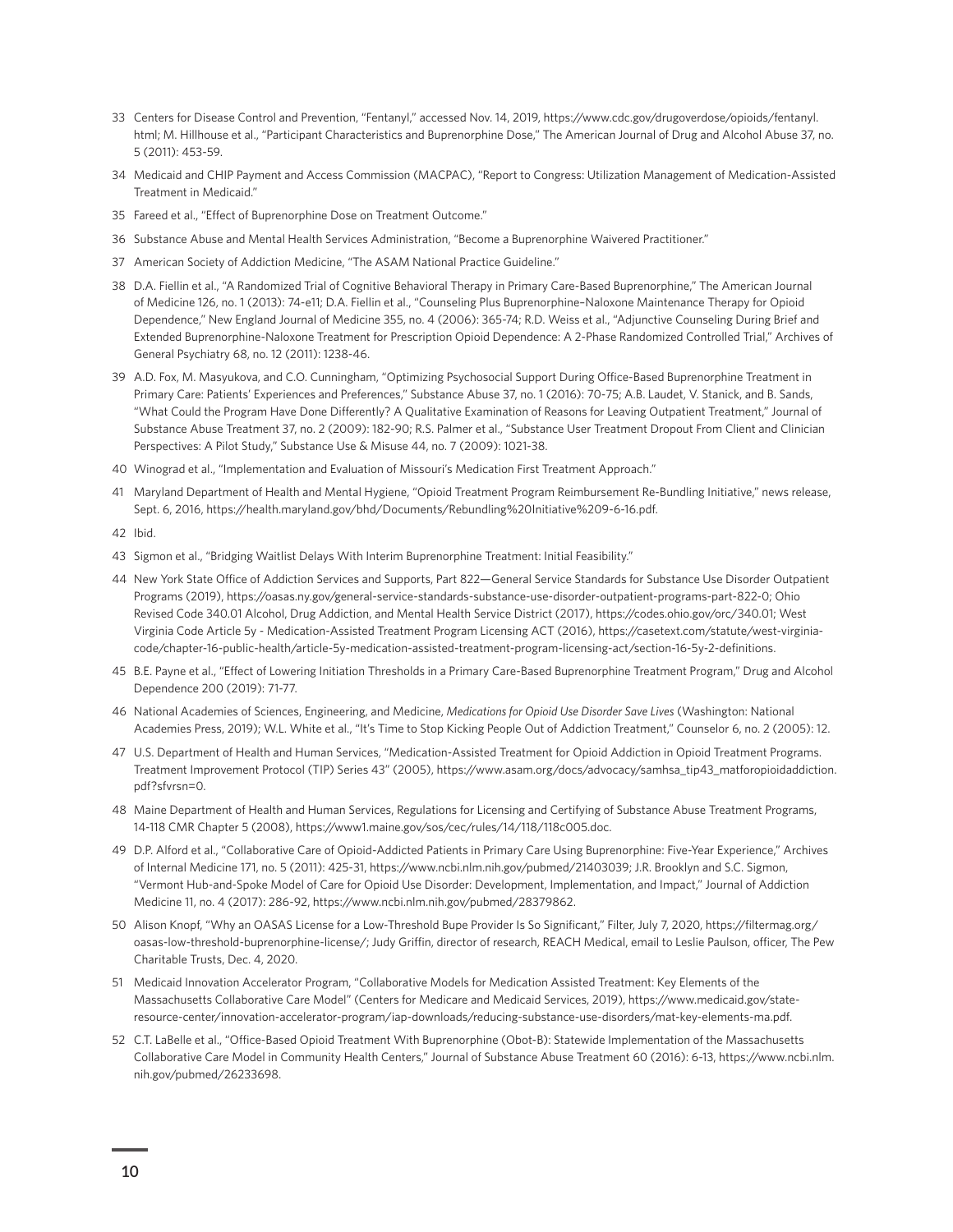33 Centers for Disease Control and Prevention, "Fentanyl," accessed Nov. 14, 2019, https://www.cdc.gov/drugoverdose/opioids/fentanyl.html; M. Hillhouse et al., "Participant Characteristics and Buprenorphine Dose," The American Journal of Drug and Alcohol Abuse 37, no. 5 (2011): 453-59.

34 Medicaid and CHIP Payment and Access Commission (MACPAC), "Report to Congress: Utilization Management of Medication-Assisted Treatment in Medicaid."

35 Fareed et al., "Effect of Buprenorphine Dose on Treatment Outcome."

36 Substance Abuse and Mental Health Services Administration, "Become a Buprenorphine Waivered Practitioner."

37 American Society of Addiction Medicine, "The ASAM National Practice Guideline."

38 D.A. Fiellin et al., "A Randomized Trial of Cognitive Behavioral Therapy in Primary Care-Based Buprenorphine," The American Journal of Medicine 126, no. 1 (2013): 74-e11; D.A. Fiellin et al., "Counseling Plus Buprenorphine–Naloxone Maintenance Therapy for Opioid Dependence," New England Journal of Medicine 355, no. 4 (2006): 365-74; R.D. Weiss et al., "Adjunctive Counseling During Brief and Extended Buprenorphine-Naloxone Treatment for Prescription Opioid Dependence: A 2-Phase Randomized Controlled Trial," Archives of General Psychiatry 68, no. 12 (2011): 1238-46.

39 A.D. Fox, M. Masyukova, and C.O. Cunningham, "Optimizing Psychosocial Support During Office-Based Buprenorphine Treatment in Primary Care: Patients' Experiences and Preferences," Substance Abuse 37, no. 1 (2016): 70-75; A.B. Laudet, V. Stanick, and B. Sands, "What Could the Program Have Done Differently? A Qualitative Examination of Reasons for Leaving Outpatient Treatment," Journal of Substance Abuse Treatment 37, no. 2 (2009): 182-90; R.S. Palmer et al., "Substance User Treatment Dropout From Client and Clinician Perspectives: A Pilot Study," Substance Use & Misuse 44, no. 7 (2009): 1021-38.

40 Winograd et al., "Implementation and Evaluation of Missouri's Medication First Treatment Approach."

41 Maryland Department of Health and Mental Hygiene, "Opioid Treatment Program Reimbursement Re-Bundling Initiative," news release, Sept. 6, 2016, https://health.maryland.gov/bhd/Documents/Rebundling%20Initiative%209-6-16.pdf.

42 Ibid.

43 Sigmon et al., "Bridging Waitlist Delays With Interim Buprenorphine Treatment: Initial Feasibility."

44 New York State Office of Addiction Services and Supports, Part 822—General Service Standards for Substance Use Disorder Outpatient Programs (2019), https://oasas.ny.gov/general-service-standards-substance-use-disorder-outpatient-programs-part-822-0; Ohio Revised Code 340.01 Alcohol, Drug Addiction, and Mental Health Service District (2017), https://codes.ohio.gov/orc/340.01; West Virginia Code Article 5y - Medication-Assisted Treatment Program Licensing ACT (2016), https://casetext.com/statute/west-virginia-code/chapter-16-public-health/article-5y-medication-assisted-treatment-program-licensing-act/section-16-5y-2-definitions.

45 B.E. Payne et al., "Effect of Lowering Initiation Thresholds in a Primary Care-Based Buprenorphine Treatment Program," Drug and Alcohol Dependence 200 (2019): 71-77.

46 National Academies of Sciences, Engineering, and Medicine, *Medications for Opioid Use Disorder Save Lives* (Washington: National Academies Press, 2019); W.L. White et al., "It's Time to Stop Kicking People Out of Addiction Treatment," Counselor 6, no. 2 (2005): 12.

47 U.S. Department of Health and Human Services, "Medication-Assisted Treatment for Opioid Addiction in Opioid Treatment Programs. Treatment Improvement Protocol (TIP) Series 43" (2005), https://www.asam.org/docs/advocacy/samhsa_tip43_matforopioidaddiction.pdf?sfvrsn=0.

48 Maine Department of Health and Human Services, Regulations for Licensing and Certifying of Substance Abuse Treatment Programs, 14-118 CMR Chapter 5 (2008), https://www1.maine.gov/sos/cec/rules/14/118/118c005.doc.

49 D.P. Alford et al., "Collaborative Care of Opioid-Addicted Patients in Primary Care Using Buprenorphine: Five-Year Experience," Archives of Internal Medicine 171, no. 5 (2011): 425-31, https://www.ncbi.nlm.nih.gov/pubmed/21403039; J.R. Brooklyn and S.C. Sigmon, "Vermont Hub-and-Spoke Model of Care for Opioid Use Disorder: Development, Implementation, and Impact," Journal of Addiction Medicine 11, no. 4 (2017): 286-92, https://www.ncbi.nlm.nih.gov/pubmed/28379862.

50 Alison Knopf, "Why an OASAS License for a Low-Threshold Bupe Provider Is So Significant," Filter, July 7, 2020, https://filtermag.org/oasas-low-threshold-buprenorphine-license/; Judy Griffin, director of research, REACH Medical, email to Leslie Paulson, officer, The Pew Charitable Trusts, Dec. 4, 2020.

51 Medicaid Innovation Accelerator Program, "Collaborative Models for Medication Assisted Treatment: Key Elements of the Massachusetts Collaborative Care Model" (Centers for Medicare and Medicaid Services, 2019), https://www.medicaid.gov/state-resource-center/innovation-accelerator-program/iap-downloads/reducing-substance-use-disorders/mat-key-elements-ma.pdf.

52 C.T. LaBelle et al., "Office-Based Opioid Treatment With Buprenorphine (Obot-B): Statewide Implementation of the Massachusetts Collaborative Care Model in Community Health Centers," Journal of Substance Abuse Treatment 60 (2016): 6-13, https://www.ncbi.nlm.nih.gov/pubmed/26233698.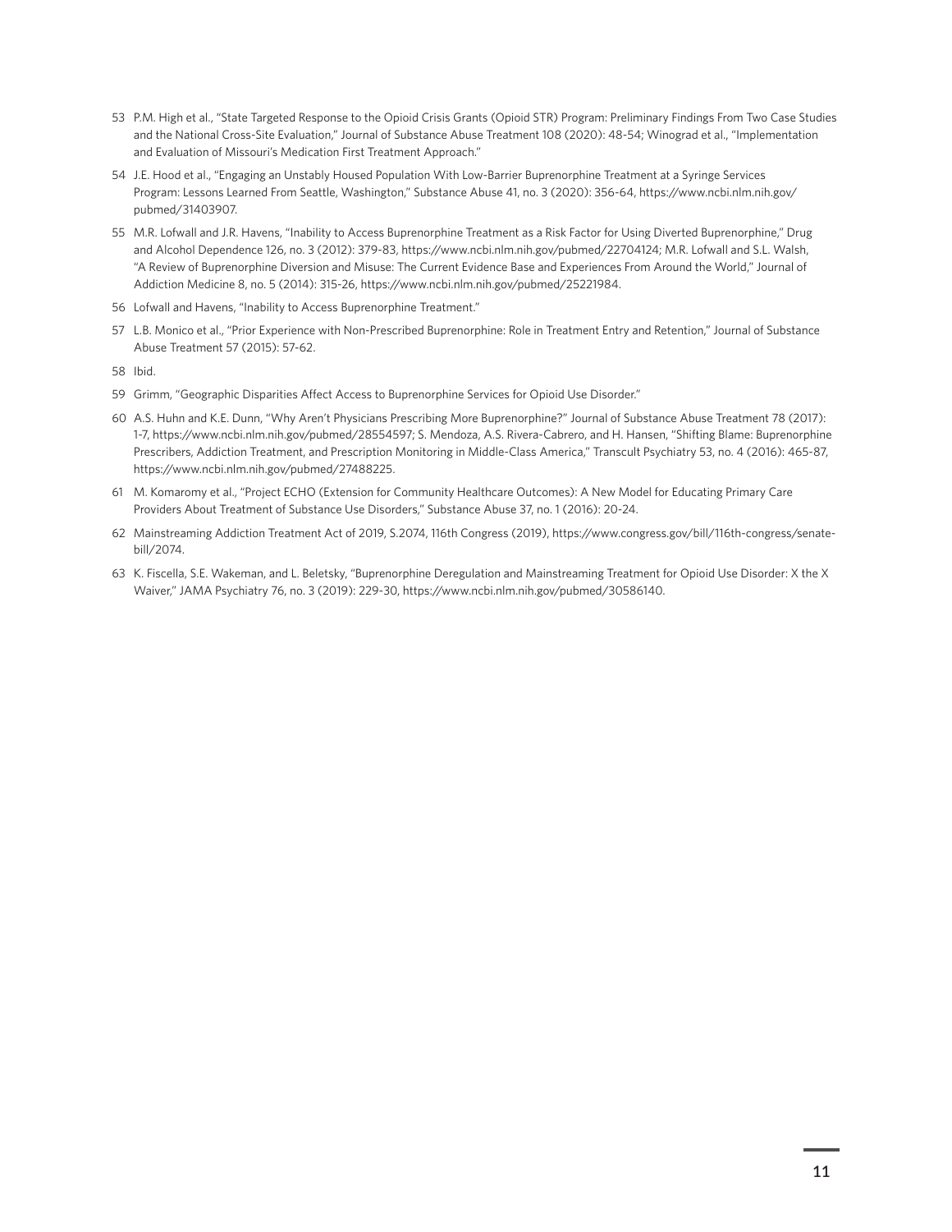53 P.M. High et al., "State Targeted Response to the Opioid Crisis Grants (Opioid STR) Program: Preliminary Findings From Two Case Studies and the National Cross-Site Evaluation," Journal of Substance Abuse Treatment 108 (2020): 48-54; Winograd et al., "Implementation and Evaluation of Missouri's Medication First Treatment Approach."

54 J.E. Hood et al., "Engaging an Unstably Housed Population With Low-Barrier Buprenorphine Treatment at a Syringe Services Program: Lessons Learned From Seattle, Washington," Substance Abuse 41, no. 3 (2020): 356-64, https://www.ncbi.nlm.nih.gov/pubmed/31403907.

55 M.R. Lofwall and J.R. Havens, "Inability to Access Buprenorphine Treatment as a Risk Factor for Using Diverted Buprenorphine," Drug and Alcohol Dependence 126, no. 3 (2012): 379-83, https://www.ncbi.nlm.nih.gov/pubmed/22704124; M.R. Lofwall and S.L. Walsh, "A Review of Buprenorphine Diversion and Misuse: The Current Evidence Base and Experiences From Around the World," Journal of Addiction Medicine 8, no. 5 (2014): 315-26, https://www.ncbi.nlm.nih.gov/pubmed/25221984.

56 Lofwall and Havens, "Inability to Access Buprenorphine Treatment."

57 L.B. Monico et al., "Prior Experience with Non-Prescribed Buprenorphine: Role in Treatment Entry and Retention," Journal of Substance Abuse Treatment 57 (2015): 57-62.

58 Ibid.

59 Grimm, "Geographic Disparities Affect Access to Buprenorphine Services for Opioid Use Disorder."

60 A.S. Huhn and K.E. Dunn, "Why Aren't Physicians Prescribing More Buprenorphine?" Journal of Substance Abuse Treatment 78 (2017): 1-7, https://www.ncbi.nlm.nih.gov/pubmed/28554597; S. Mendoza, A.S. Rivera-Cabrero, and H. Hansen, "Shifting Blame: Buprenorphine Prescribers, Addiction Treatment, and Prescription Monitoring in Middle-Class America," Transcult Psychiatry 53, no. 4 (2016): 465-87, https://www.ncbi.nlm.nih.gov/pubmed/27488225.

61 M. Komaromy et al., "Project ECHO (Extension for Community Healthcare Outcomes): A New Model for Educating Primary Care Providers About Treatment of Substance Use Disorders," Substance Abuse 37, no. 1 (2016): 20-24.

62 Mainstreaming Addiction Treatment Act of 2019, S.2074, 116th Congress (2019), https://www.congress.gov/bill/116th-congress/senate-bill/2074.

63 K. Fiscella, S.E. Wakeman, and L. Beletsky, "Buprenorphine Deregulation and Mainstreaming Treatment for Opioid Use Disorder: X the X Waiver," JAMA Psychiatry 76, no. 3 (2019): 229-30, https://www.ncbi.nlm.nih.gov/pubmed/30586140.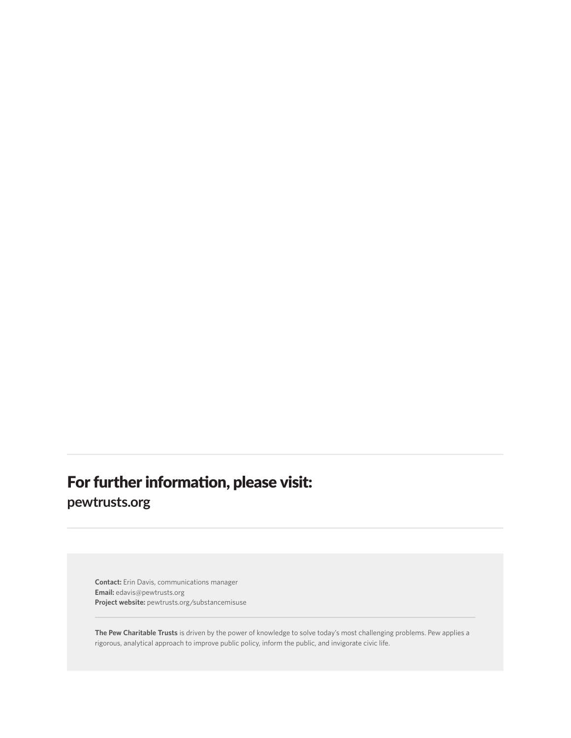## For further information, please visit:
**pewtrusts.org**

---

**Contact:** Erin Davis, communications manager
**Email:** edavis@pewtrusts.org
**Project website:** pewtrusts.org/substancemisuse

---

**The Pew Charitable Trusts** is driven by the power of knowledge to solve today's most challenging problems. Pew applies a rigorous, analytical approach to improve public policy, inform the public, and invigorate civic life.